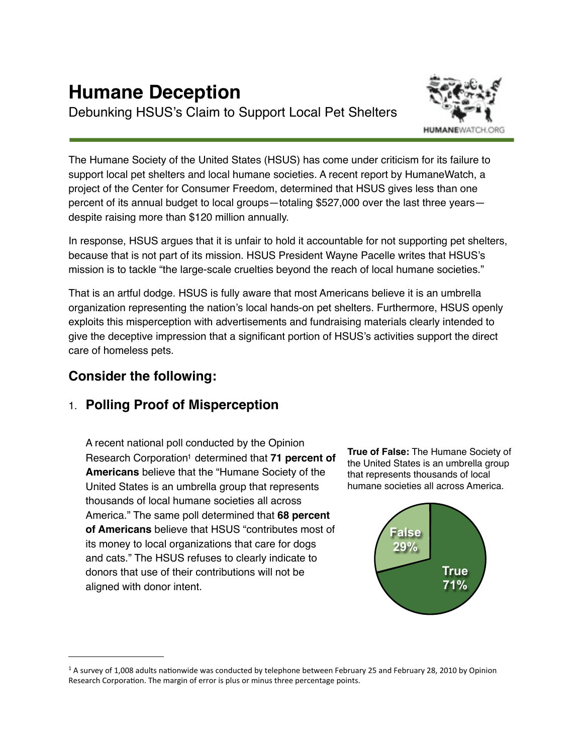# Humane Deception

Debunking HSUS's Claim to Support Local Pet Shelters

HUMANEWATCH.ORG

The Humane Society of the United States (HSUS) has come under criticism for its failure to support local pet shelters and local humane societies. A recent report by HumaneWatch, a project of the Center for Consumer Freedom, determined that HSUS gives less than one percent of its annual budget to local groups—totaling $527,000 over the last three years—despite raising more than $120 million annually.

In response, HSUS argues that it is unfair to hold it accountable for not supporting pet shelters, because that is not part of its mission. HSUS President Wayne Pacelle writes that HSUS's mission is to tackle "the large-scale cruelties beyond the reach of local humane societies."

That is an artful dodge. HSUS is fully aware that most Americans believe it is an umbrella organization representing the nation's local hands-on pet shelters. Furthermore, HSUS openly exploits this misperception with advertisements and fundraising materials clearly intended to give the deceptive impression that a significant portion of HSUS's activities support the direct care of homeless pets.

## Consider the following:

### 1. Polling Proof of Misperception

A recent national poll conducted by the Opinion Research Corporation[1] determined that **71 percent of Americans** believe that the "Humane Society of the United States is an umbrella group that represents thousands of local humane societies all across America." The same poll determined that **68 percent of Americans** believe that HSUS "contributes most of its money to local organizations that care for dogs and cats." The HSUS refuses to clearly indicate to donors that use of their contributions will not be aligned with donor intent.

**True of False:** The Humane Society of the United States is an umbrella group that represents thousands of local humane societies all across America.

False 29%

True 71%

[1] A survey of 1,008 adults nationwide was conducted by telephone between February 25 and February 28, 2010 by Opinion Research Corporation. The margin of error is plus or minus three percentage points.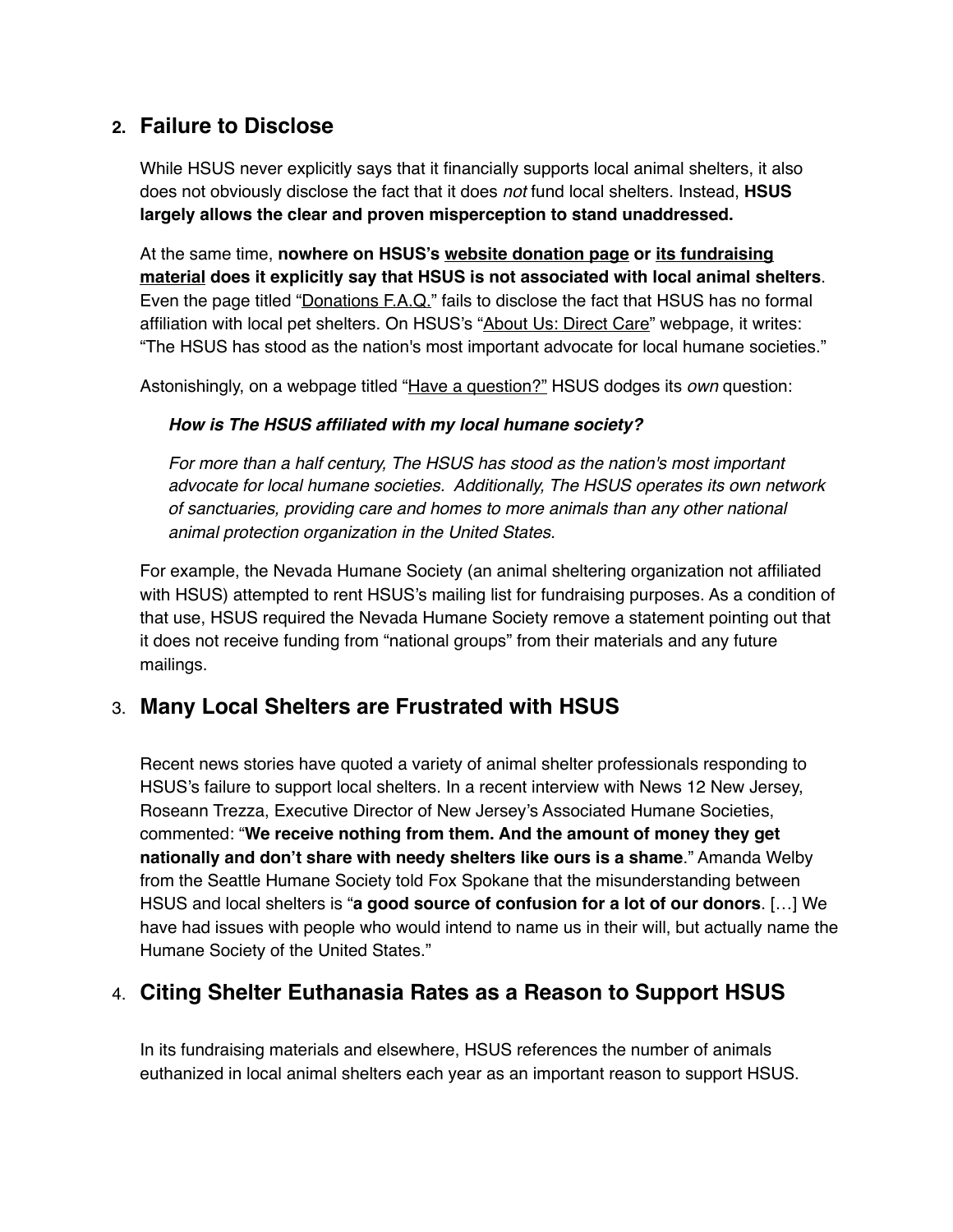## 2. Failure to Disclose

While HSUS never explicitly says that it financially supports local animal shelters, it also does not obviously disclose the fact that it does *not* fund local shelters. Instead, **HSUS largely allows the clear and proven misperception to stand unaddressed.**

At the same time, **nowhere on HSUS's website donation page or its fundraising material does it explicitly say that HSUS is not associated with local animal shelters**. Even the page titled "Donations F.A.Q." fails to disclose the fact that HSUS has no formal affiliation with local pet shelters. On HSUS's "About Us: Direct Care" webpage, it writes: "The HSUS has stood as the nation's most important advocate for local humane societies."

Astonishingly, on a webpage titled "Have a question?" HSUS dodges its *own* question:

> ***How is The HSUS affiliated with my local humane society?***
>
> *For more than a half century, The HSUS has stood as the nation's most important advocate for local humane societies. Additionally, The HSUS operates its own network of sanctuaries, providing care and homes to more animals than any other national animal protection organization in the United States.*

For example, the Nevada Humane Society (an animal sheltering organization not affiliated with HSUS) attempted to rent HSUS's mailing list for fundraising purposes. As a condition of that use, HSUS required the Nevada Humane Society remove a statement pointing out that it does not receive funding from "national groups" from their materials and any future mailings.

## 3. Many Local Shelters are Frustrated with HSUS

Recent news stories have quoted a variety of animal shelter professionals responding to HSUS's failure to support local shelters. In a recent interview with News 12 New Jersey, Roseann Trezza, Executive Director of New Jersey's Associated Humane Societies, commented: "**We receive nothing from them. And the amount of money they get nationally and don't share with needy shelters like ours is a shame**." Amanda Welby from the Seattle Humane Society told Fox Spokane that the misunderstanding between HSUS and local shelters is "**a good source of confusion for a lot of our donors**. […] We have had issues with people who would intend to name us in their will, but actually name the Humane Society of the United States."

## 4. Citing Shelter Euthanasia Rates as a Reason to Support HSUS

In its fundraising materials and elsewhere, HSUS references the number of animals euthanized in local animal shelters each year as an important reason to support HSUS.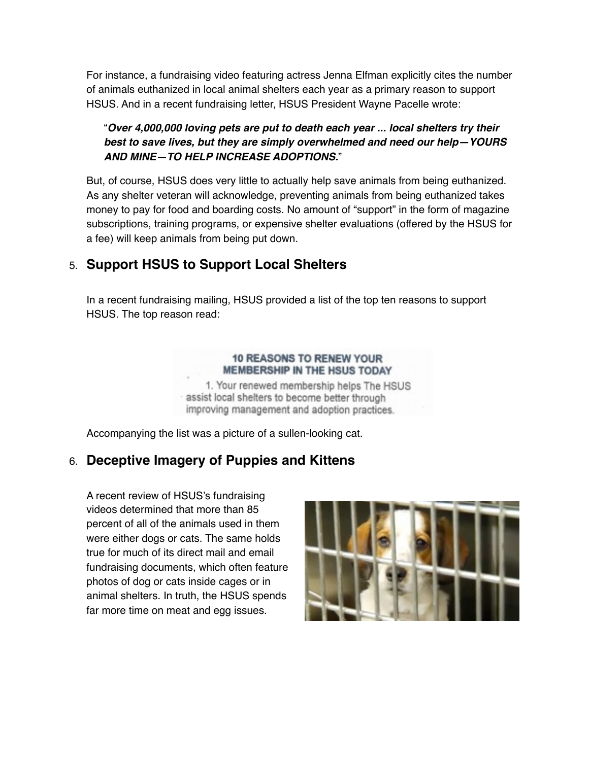For instance, a fundraising video featuring actress Jenna Elfman explicitly cites the number of animals euthanized in local animal shelters each year as a primary reason to support HSUS. And in a recent fundraising letter, HSUS President Wayne Pacelle wrote:

> "***Over 4,000,000 loving pets are put to death each year ... local shelters try their best to save lives, but they are simply overwhelmed and need our help—YOURS AND MINE—TO HELP INCREASE ADOPTIONS.***"

But, of course, HSUS does very little to actually help save animals from being euthanized. As any shelter veteran will acknowledge, preventing animals from being euthanized takes money to pay for food and boarding costs. No amount of "support" in the form of magazine subscriptions, training programs, or expensive shelter evaluations (offered by the HSUS for a fee) will keep animals from being put down.

## 5. Support HSUS to Support Local Shelters

In a recent fundraising mailing, HSUS provided a list of the top ten reasons to support HSUS. The top reason read:

> **10 REASONS TO RENEW YOUR MEMBERSHIP IN THE HSUS TODAY**
>
> 1. Your renewed membership helps The HSUS assist local shelters to become better through improving management and adoption practices.

Accompanying the list was a picture of a sullen-looking cat.

## 6. Deceptive Imagery of Puppies and Kittens

A recent review of HSUS's fundraising videos determined that more than 85 percent of all of the animals used in them were either dogs or cats. The same holds true for much of its direct mail and email fundraising documents, which often feature photos of dog or cats inside cages or in animal shelters. In truth, the HSUS spends far more time on meat and egg issues.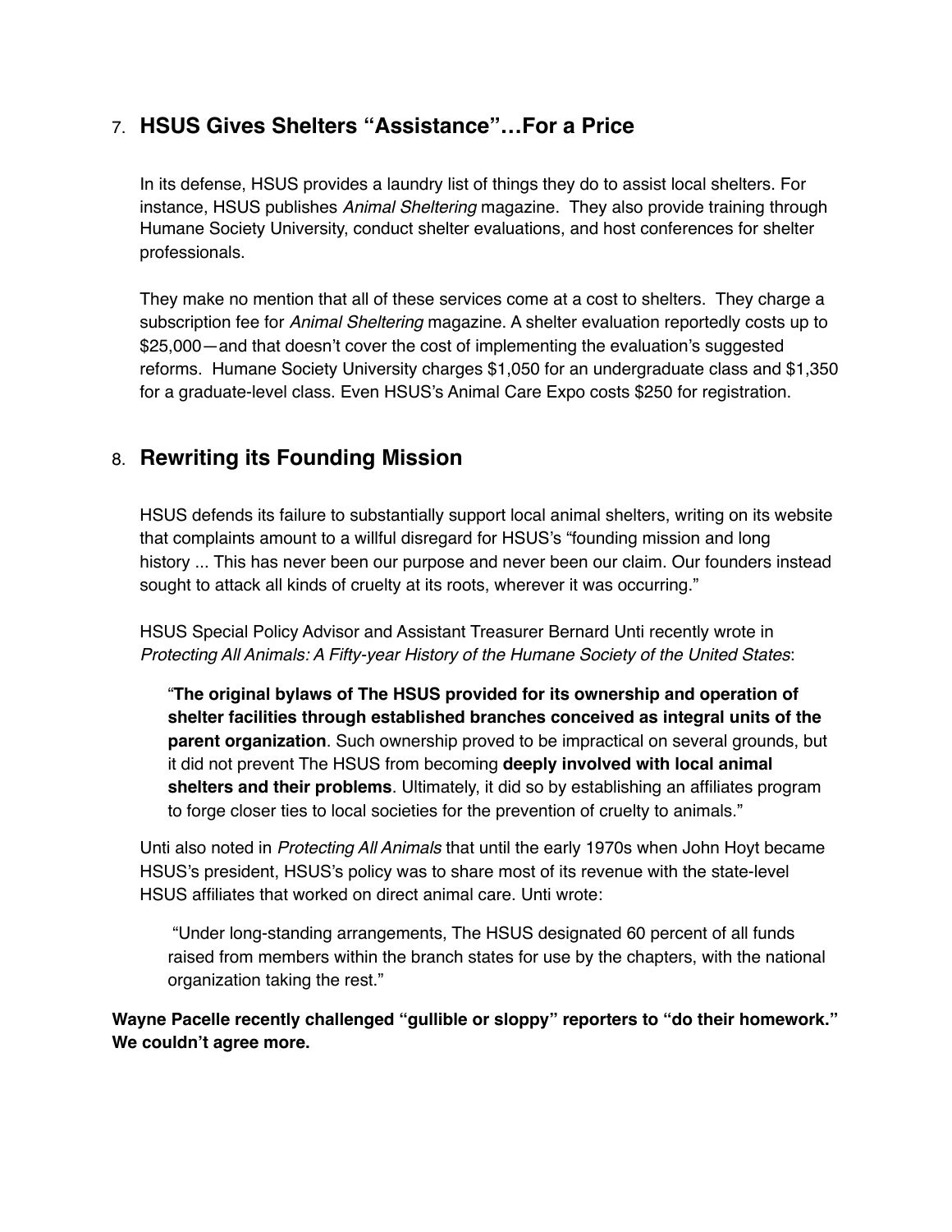## 7. HSUS Gives Shelters "Assistance"…For a Price

In its defense, HSUS provides a laundry list of things they do to assist local shelters. For instance, HSUS publishes *Animal Sheltering* magazine. They also provide training through Humane Society University, conduct shelter evaluations, and host conferences for shelter professionals.

They make no mention that all of these services come at a cost to shelters. They charge a subscription fee for *Animal Sheltering* magazine. A shelter evaluation reportedly costs up to $25,000—and that doesn't cover the cost of implementing the evaluation's suggested reforms. Humane Society University charges $1,050 for an undergraduate class and $1,350 for a graduate-level class. Even HSUS's Animal Care Expo costs $250 for registration.

## 8. Rewriting its Founding Mission

HSUS defends its failure to substantially support local animal shelters, writing on its website that complaints amount to a willful disregard for HSUS's "founding mission and long history ... This has never been our purpose and never been our claim. Our founders instead sought to attack all kinds of cruelty at its roots, wherever it was occurring."

HSUS Special Policy Advisor and Assistant Treasurer Bernard Unti recently wrote in *Protecting All Animals: A Fifty-year History of the Humane Society of the United States*:

> "**The original bylaws of The HSUS provided for its ownership and operation of shelter facilities through established branches conceived as integral units of the parent organization**. Such ownership proved to be impractical on several grounds, but it did not prevent The HSUS from becoming **deeply involved with local animal shelters and their problems**. Ultimately, it did so by establishing an affiliates program to forge closer ties to local societies for the prevention of cruelty to animals."

Unti also noted in *Protecting All Animals* that until the early 1970s when John Hoyt became HSUS's president, HSUS's policy was to share most of its revenue with the state-level HSUS affiliates that worked on direct animal care. Unti wrote:

> "Under long-standing arrangements, The HSUS designated 60 percent of all funds raised from members within the branch states for use by the chapters, with the national organization taking the rest."

**Wayne Pacelle recently challenged "gullible or sloppy" reporters to "do their homework." We couldn't agree more.**